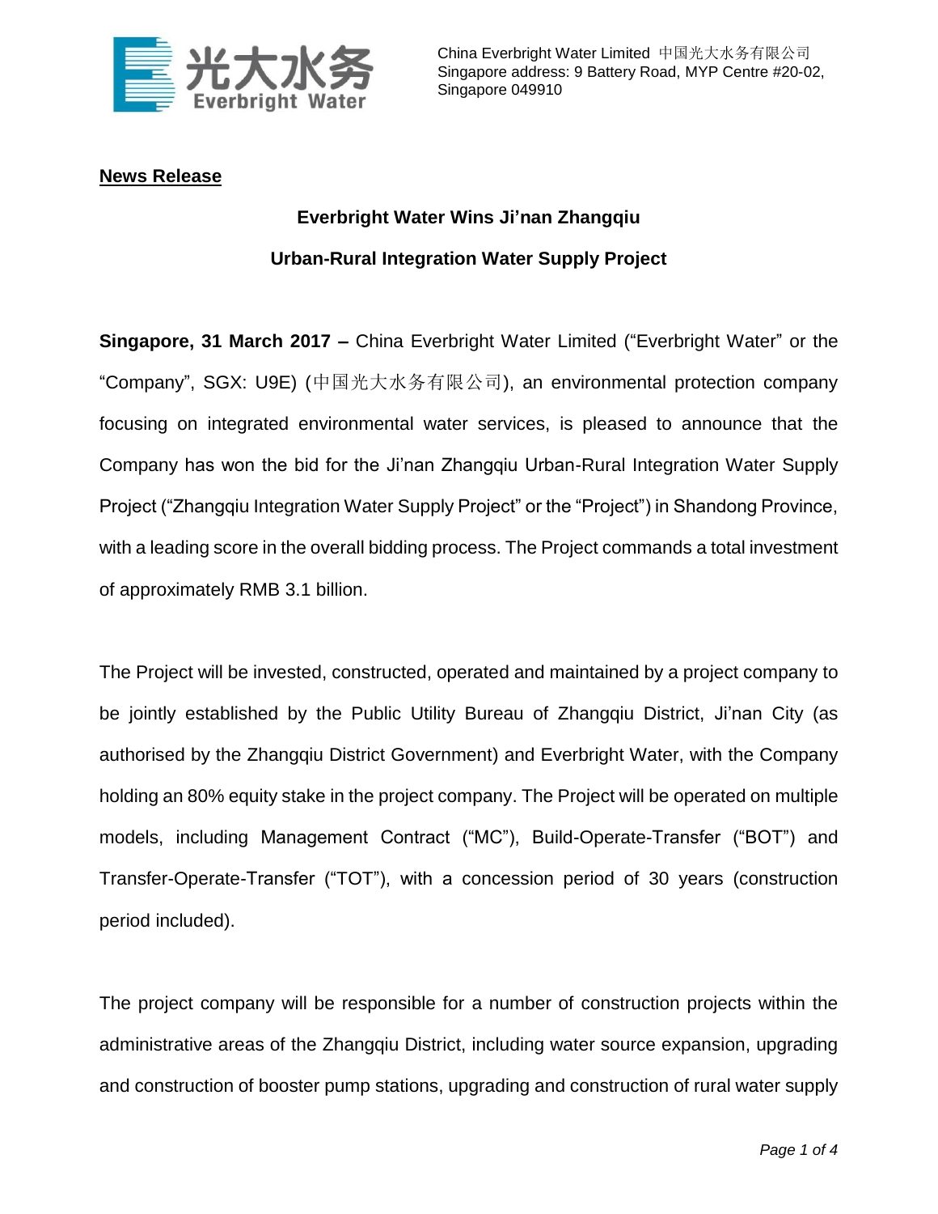China Everbright Water Limited 中国光大水务有限公司
Singapore address: 9 Battery Road, MYP Centre #20-02, Singapore 049910

**News Release**

## Everbright Water Wins Ji'nan Zhangqiu Urban-Rural Integration Water Supply Project

**Singapore, 31 March 2017 –** China Everbright Water Limited ("Everbright Water" or the "Company", SGX: U9E) (中国光大水务有限公司), an environmental protection company focusing on integrated environmental water services, is pleased to announce that the Company has won the bid for the Ji'nan Zhangqiu Urban-Rural Integration Water Supply Project ("Zhangqiu Integration Water Supply Project" or the "Project") in Shandong Province, with a leading score in the overall bidding process. The Project commands a total investment of approximately RMB 3.1 billion.

The Project will be invested, constructed, operated and maintained by a project company to be jointly established by the Public Utility Bureau of Zhangqiu District, Ji'nan City (as authorised by the Zhangqiu District Government) and Everbright Water, with the Company holding an 80% equity stake in the project company. The Project will be operated on multiple models, including Management Contract ("MC"), Build-Operate-Transfer ("BOT") and Transfer-Operate-Transfer ("TOT"), with a concession period of 30 years (construction period included).

The project company will be responsible for a number of construction projects within the administrative areas of the Zhangqiu District, including water source expansion, upgrading and construction of booster pump stations, upgrading and construction of rural water supply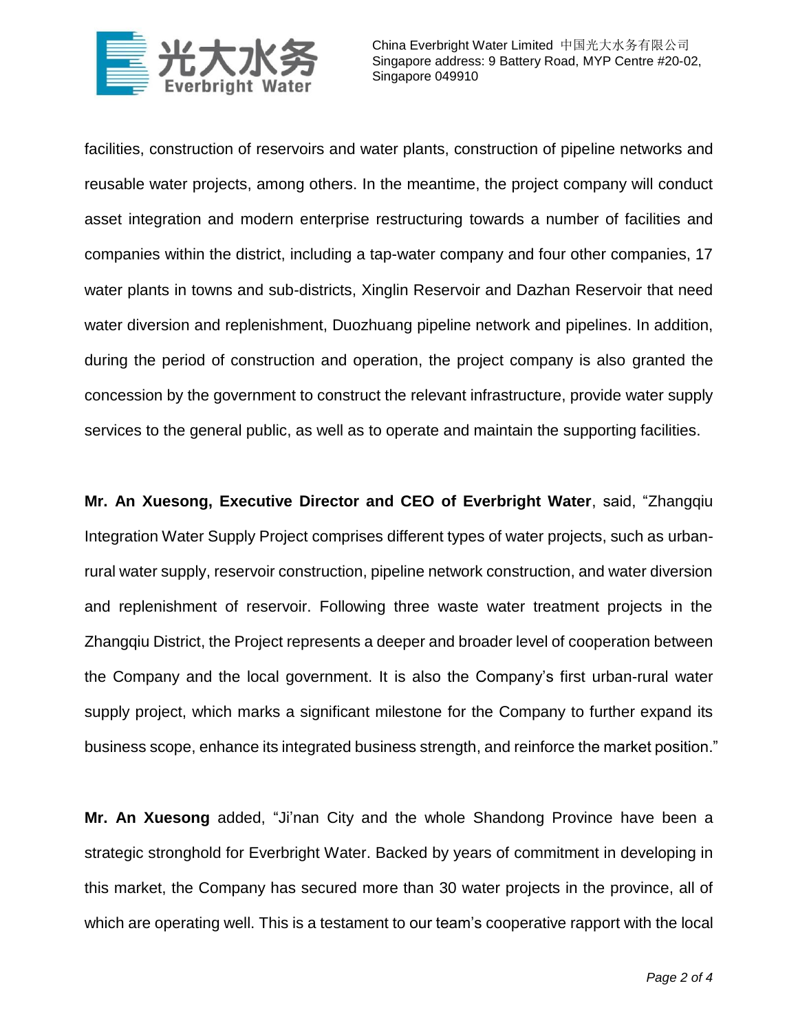facilities, construction of reservoirs and water plants, construction of pipeline networks and reusable water projects, among others. In the meantime, the project company will conduct asset integration and modern enterprise restructuring towards a number of facilities and companies within the district, including a tap-water company and four other companies, 17 water plants in towns and sub-districts, Xinglin Reservoir and Dazhan Reservoir that need water diversion and replenishment, Duozhuang pipeline network and pipelines. In addition, during the period of construction and operation, the project company is also granted the concession by the government to construct the relevant infrastructure, provide water supply services to the general public, as well as to operate and maintain the supporting facilities.

**Mr. An Xuesong, Executive Director and CEO of Everbright Water**, said, "Zhangqiu Integration Water Supply Project comprises different types of water projects, such as urban-rural water supply, reservoir construction, pipeline network construction, and water diversion and replenishment of reservoir. Following three waste water treatment projects in the Zhangqiu District, the Project represents a deeper and broader level of cooperation between the Company and the local government. It is also the Company's first urban-rural water supply project, which marks a significant milestone for the Company to further expand its business scope, enhance its integrated business strength, and reinforce the market position."

**Mr. An Xuesong** added, "Ji'nan City and the whole Shandong Province have been a strategic stronghold for Everbright Water. Backed by years of commitment in developing in this market, the Company has secured more than 30 water projects in the province, all of which are operating well. This is a testament to our team's cooperative rapport with the local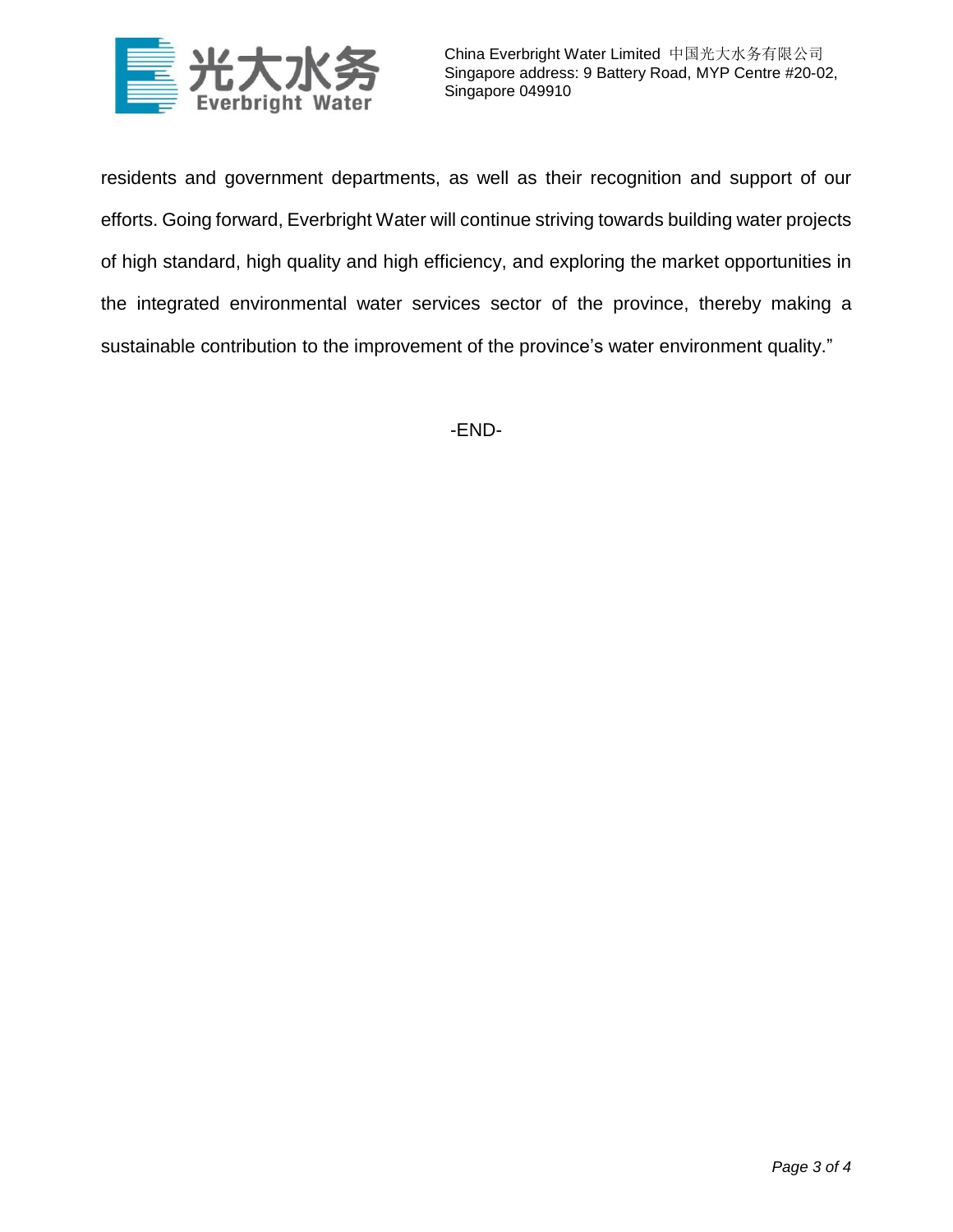residents and government departments, as well as their recognition and support of our efforts. Going forward, Everbright Water will continue striving towards building water projects of high standard, high quality and high efficiency, and exploring the market opportunities in the integrated environmental water services sector of the province, thereby making a sustainable contribution to the improvement of the province's water environment quality."

-END-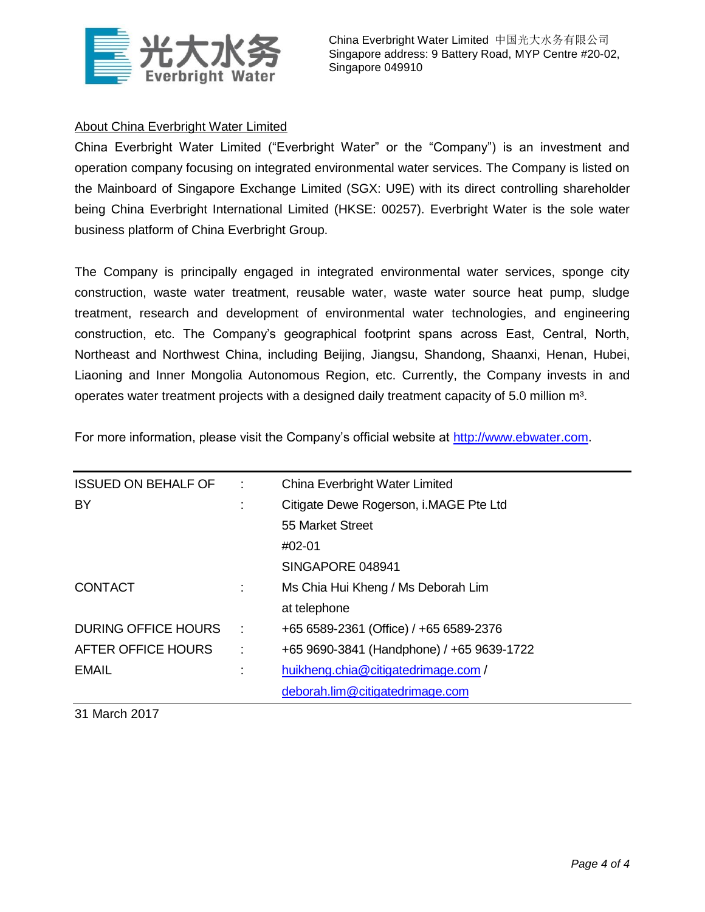光大水务 Everbright Water

China Everbright Water Limited 中国光大水务有限公司
Singapore address: 9 Battery Road, MYP Centre #20-02, Singapore 049910

## About China Everbright Water Limited

China Everbright Water Limited ("Everbright Water" or the "Company") is an investment and operation company focusing on integrated environmental water services. The Company is listed on the Mainboard of Singapore Exchange Limited (SGX: U9E) with its direct controlling shareholder being China Everbright International Limited (HKSE: 00257). Everbright Water is the sole water business platform of China Everbright Group.

The Company is principally engaged in integrated environmental water services, sponge city construction, waste water treatment, reusable water, waste water source heat pump, sludge treatment, research and development of environmental water technologies, and engineering construction, etc. The Company's geographical footprint spans across East, Central, North, Northeast and Northwest China, including Beijing, Jiangsu, Shandong, Shaanxi, Henan, Hubei, Liaoning and Inner Mongolia Autonomous Region, etc. Currently, the Company invests in and operates water treatment projects with a designed daily treatment capacity of 5.0 million $m^3$.

For more information, please visit the Company's official website at http://www.ebwater.com.

| | | |
|---|---|---|
| ISSUED ON BEHALF OF | : | China Everbright Water Limited |
| BY | : | Citigate Dewe Rogerson, i.MAGE Pte Ltd |
| | | 55 Market Street |
| | | #02-01 |
| | | SINGAPORE 048941 |
| CONTACT | : | Ms Chia Hui Kheng / Ms Deborah Lim |
| | | at telephone |
| DURING OFFICE HOURS | : | +65 6589-2361 (Office) / +65 6589-2376 |
| AFTER OFFICE HOURS | : | +65 9690-3841 (Handphone) / +65 9639-1722 |
| EMAIL | : | huikheng.chia@citigatedrimage.com / |
| | | deborah.lim@citigatedrimage.com |

31 March 2017